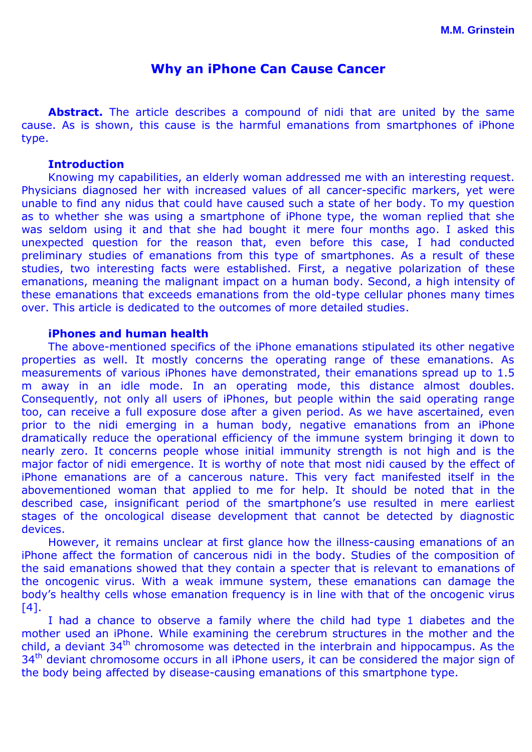M.M. Grinstein

# Why an iPhone Can Cause Cancer

**Abstract.** The article describes a compound of nidi that are united by the same cause. As is shown, this cause is the harmful emanations from smartphones of iPhone type.

### Introduction

Knowing my capabilities, an elderly woman addressed me with an interesting request. Physicians diagnosed her with increased values of all cancer-specific markers, yet were unable to find any nidus that could have caused such a state of her body. To my question as to whether she was using a smartphone of iPhone type, the woman replied that she was seldom using it and that she had bought it mere four months ago. I asked this unexpected question for the reason that, even before this case, I had conducted preliminary studies of emanations from this type of smartphones. As a result of these studies, two interesting facts were established. First, a negative polarization of these emanations, meaning the malignant impact on a human body. Second, a high intensity of these emanations that exceeds emanations from the old-type cellular phones many times over. This article is dedicated to the outcomes of more detailed studies.

### iPhones and human health

The above-mentioned specifics of the iPhone emanations stipulated its other negative properties as well. It mostly concerns the operating range of these emanations. As measurements of various iPhones have demonstrated, their emanations spread up to 1.5 m away in an idle mode. In an operating mode, this distance almost doubles. Consequently, not only all users of iPhones, but people within the said operating range too, can receive a full exposure dose after a given period. As we have ascertained, even prior to the nidi emerging in a human body, negative emanations from an iPhone dramatically reduce the operational efficiency of the immune system bringing it down to nearly zero. It concerns people whose initial immunity strength is not high and is the major factor of nidi emergence. It is worthy of note that most nidi caused by the effect of iPhone emanations are of a cancerous nature. This very fact manifested itself in the abovementioned woman that applied to me for help. It should be noted that in the described case, insignificant period of the smartphone's use resulted in mere earliest stages of the oncological disease development that cannot be detected by diagnostic devices.

However, it remains unclear at first glance how the illness-causing emanations of an iPhone affect the formation of cancerous nidi in the body. Studies of the composition of the said emanations showed that they contain a specter that is relevant to emanations of the oncogenic virus. With a weak immune system, these emanations can damage the body's healthy cells whose emanation frequency is in line with that of the oncogenic virus [4].

I had a chance to observe a family where the child had type 1 diabetes and the mother used an iPhone. While examining the cerebrum structures in the mother and the child, a deviant 34$^{th}$ chromosome was detected in the interbrain and hippocampus. As the 34$^{th}$ deviant chromosome occurs in all iPhone users, it can be considered the major sign of the body being affected by disease-causing emanations of this smartphone type.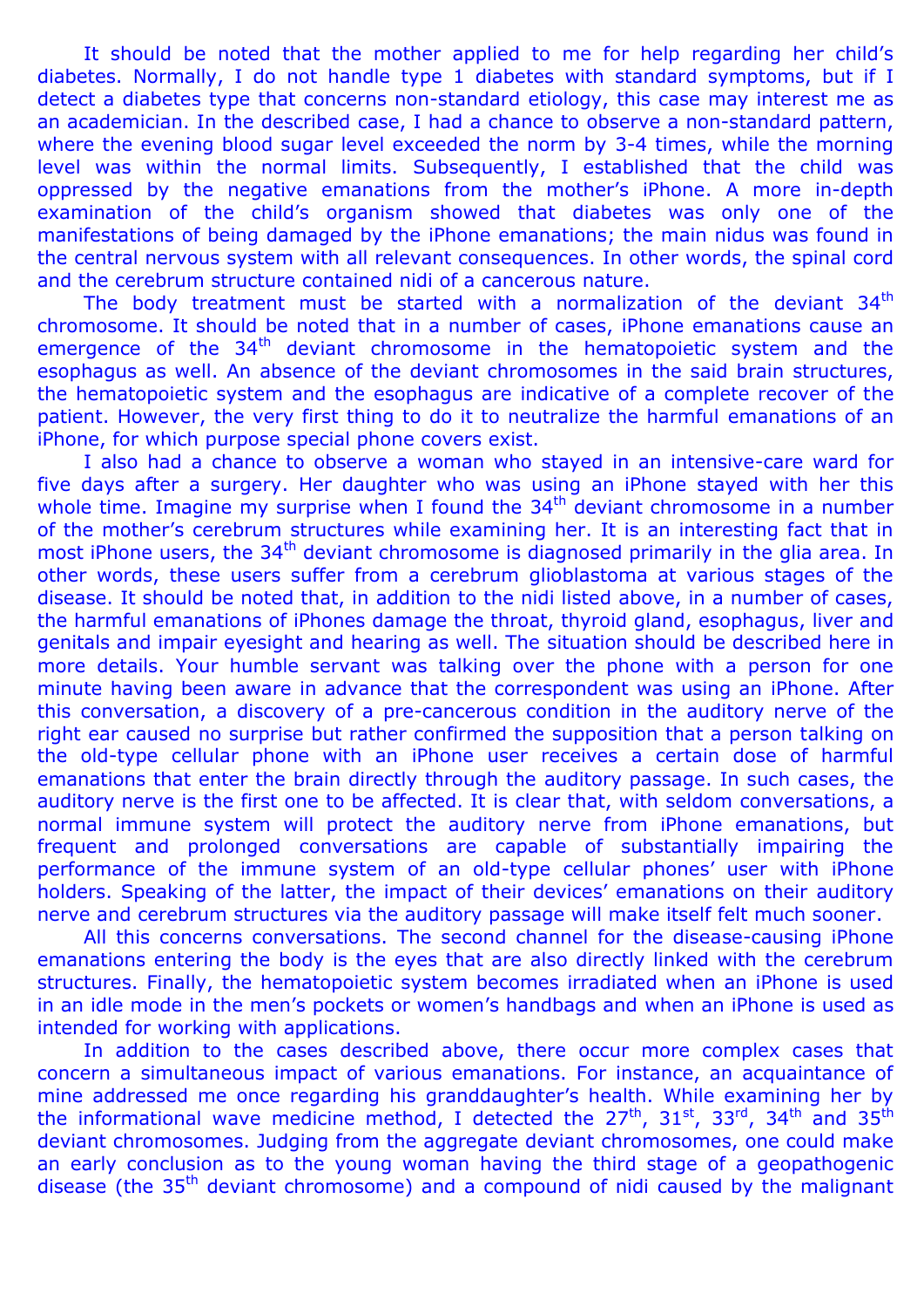It should be noted that the mother applied to me for help regarding her child's diabetes. Normally, I do not handle type 1 diabetes with standard symptoms, but if I detect a diabetes type that concerns non-standard etiology, this case may interest me as an academician. In the described case, I had a chance to observe a non-standard pattern, where the evening blood sugar level exceeded the norm by 3-4 times, while the morning level was within the normal limits. Subsequently, I established that the child was oppressed by the negative emanations from the mother's iPhone. A more in-depth examination of the child's organism showed that diabetes was only one of the manifestations of being damaged by the iPhone emanations; the main nidus was found in the central nervous system with all relevant consequences. In other words, the spinal cord and the cerebrum structure contained nidi of a cancerous nature.

The body treatment must be started with a normalization of the deviant 34$^{th}$ chromosome. It should be noted that in a number of cases, iPhone emanations cause an emergence of the 34$^{th}$ deviant chromosome in the hematopoietic system and the esophagus as well. An absence of the deviant chromosomes in the said brain structures, the hematopoietic system and the esophagus are indicative of a complete recover of the patient. However, the very first thing to do it to neutralize the harmful emanations of an iPhone, for which purpose special phone covers exist.

I also had a chance to observe a woman who stayed in an intensive-care ward for five days after a surgery. Her daughter who was using an iPhone stayed with her this whole time. Imagine my surprise when I found the 34$^{th}$ deviant chromosome in a number of the mother's cerebrum structures while examining her. It is an interesting fact that in most iPhone users, the 34$^{th}$ deviant chromosome is diagnosed primarily in the glia area. In other words, these users suffer from a cerebrum glioblastoma at various stages of the disease. It should be noted that, in addition to the nidi listed above, in a number of cases, the harmful emanations of iPhones damage the throat, thyroid gland, esophagus, liver and genitals and impair eyesight and hearing as well. The situation should be described here in more details. Your humble servant was talking over the phone with a person for one minute having been aware in advance that the correspondent was using an iPhone. After this conversation, a discovery of a pre-cancerous condition in the auditory nerve of the right ear caused no surprise but rather confirmed the supposition that a person talking on the old-type cellular phone with an iPhone user receives a certain dose of harmful emanations that enter the brain directly through the auditory passage. In such cases, the auditory nerve is the first one to be affected. It is clear that, with seldom conversations, a normal immune system will protect the auditory nerve from iPhone emanations, but frequent and prolonged conversations are capable of substantially impairing the performance of the immune system of an old-type cellular phones' user with iPhone holders. Speaking of the latter, the impact of their devices' emanations on their auditory nerve and cerebrum structures via the auditory passage will make itself felt much sooner.

All this concerns conversations. The second channel for the disease-causing iPhone emanations entering the body is the eyes that are also directly linked with the cerebrum structures. Finally, the hematopoietic system becomes irradiated when an iPhone is used in an idle mode in the men's pockets or women's handbags and when an iPhone is used as intended for working with applications.

In addition to the cases described above, there occur more complex cases that concern a simultaneous impact of various emanations. For instance, an acquaintance of mine addressed me once regarding his granddaughter's health. While examining her by the informational wave medicine method, I detected the 27$^{th}$, 31$^{st}$, 33$^{rd}$, 34$^{th}$ and 35$^{th}$ deviant chromosomes. Judging from the aggregate deviant chromosomes, one could make an early conclusion as to the young woman having the third stage of a geopathogenic disease (the 35$^{th}$ deviant chromosome) and a compound of nidi caused by the malignant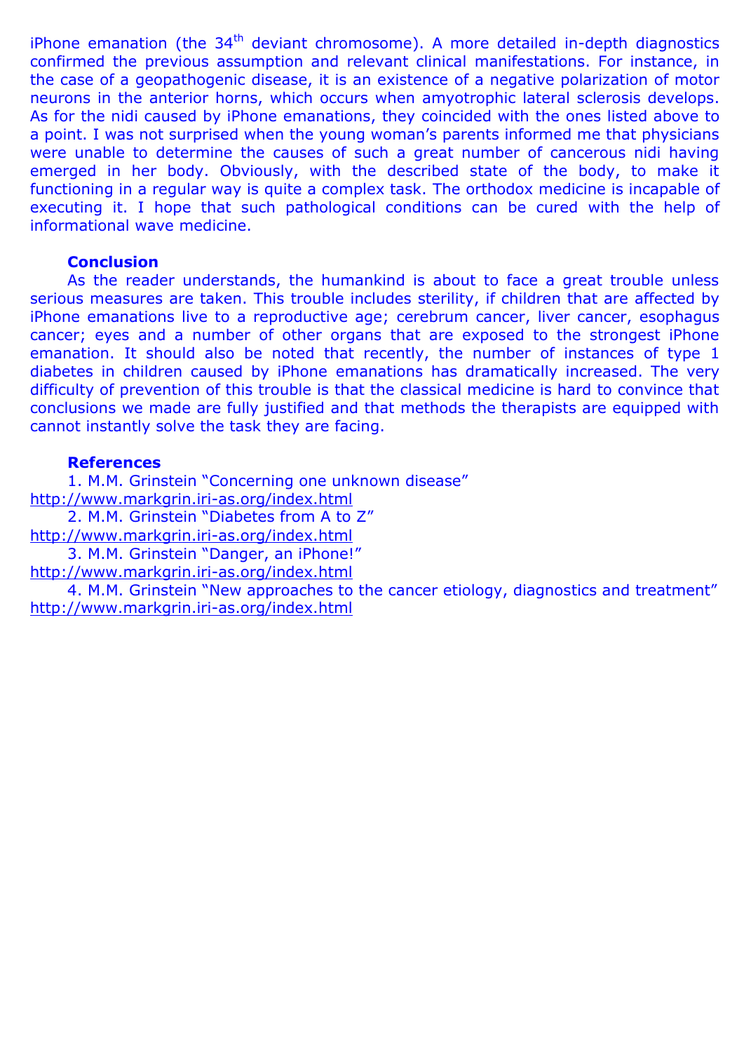iPhone emanation (the 34$^{th}$ deviant chromosome). A more detailed in-depth diagnostics confirmed the previous assumption and relevant clinical manifestations. For instance, in the case of a geopathogenic disease, it is an existence of a negative polarization of motor neurons in the anterior horns, which occurs when amyotrophic lateral sclerosis develops. As for the nidi caused by iPhone emanations, they coincided with the ones listed above to a point. I was not surprised when the young woman's parents informed me that physicians were unable to determine the causes of such a great number of cancerous nidi having emerged in her body. Obviously, with the described state of the body, to make it functioning in a regular way is quite a complex task. The orthodox medicine is incapable of executing it. I hope that such pathological conditions can be cured with the help of informational wave medicine.

## Conclusion

As the reader understands, the humankind is about to face a great trouble unless serious measures are taken. This trouble includes sterility, if children that are affected by iPhone emanations live to a reproductive age; cerebrum cancer, liver cancer, esophagus cancer; eyes and a number of other organs that are exposed to the strongest iPhone emanation. It should also be noted that recently, the number of instances of type 1 diabetes in children caused by iPhone emanations has dramatically increased. The very difficulty of prevention of this trouble is that the classical medicine is hard to convince that conclusions we made are fully justified and that methods the therapists are equipped with cannot instantly solve the task they are facing.

## References

1. M.M. Grinstein "Concerning one unknown disease" http://www.markgrin.iri-as.org/index.html
2. M.M. Grinstein "Diabetes from A to Z" http://www.markgrin.iri-as.org/index.html
3. M.M. Grinstein "Danger, an iPhone!" http://www.markgrin.iri-as.org/index.html
4. M.M. Grinstein "New approaches to the cancer etiology, diagnostics and treatment" http://www.markgrin.iri-as.org/index.html